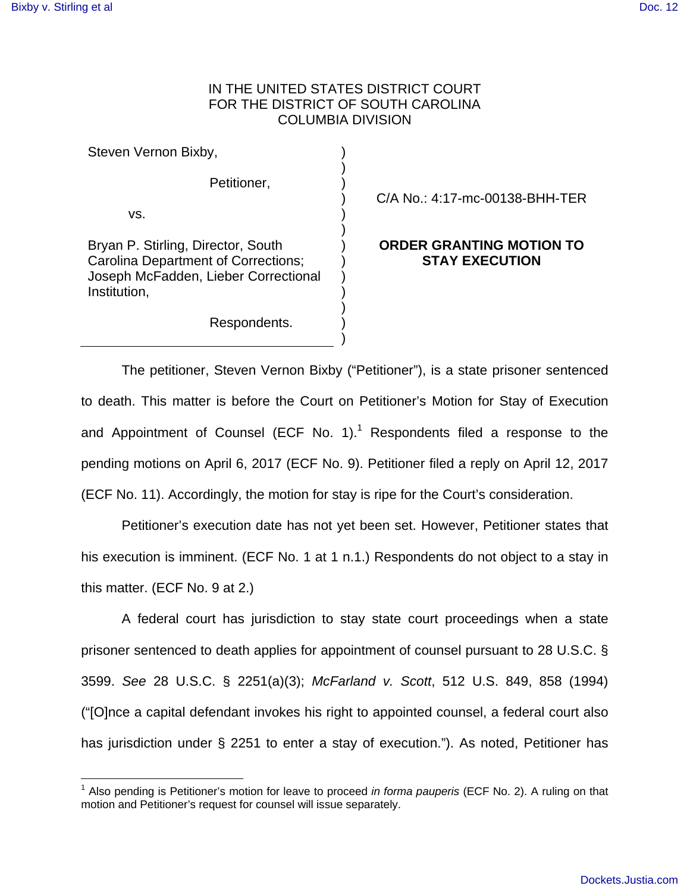IN THE UNITED STATES DISTRICT COURT
FOR THE DISTRICT OF SOUTH CAROLINA
COLUMBIA DIVISION

Steven Vernon Bixby,

Petitioner,

vs.

Bryan P. Stirling, Director, South Carolina Department of Corrections; Joseph McFadden, Lieber Correctional Institution,

Respondents.

C/A No.: 4:17-mc-00138-BHH-TER

**ORDER GRANTING MOTION TO STAY EXECUTION**

The petitioner, Steven Vernon Bixby ("Petitioner"), is a state prisoner sentenced to death. This matter is before the Court on Petitioner's Motion for Stay of Execution and Appointment of Counsel (ECF No. 1).[1] Respondents filed a response to the pending motions on April 6, 2017 (ECF No. 9). Petitioner filed a reply on April 12, 2017 (ECF No. 11). Accordingly, the motion for stay is ripe for the Court's consideration.

Petitioner's execution date has not yet been set. However, Petitioner states that his execution is imminent. (ECF No. 1 at 1 n.1.) Respondents do not object to a stay in this matter. (ECF No. 9 at 2.)

A federal court has jurisdiction to stay state court proceedings when a state prisoner sentenced to death applies for appointment of counsel pursuant to 28 U.S.C. § 3599. *See* 28 U.S.C. § 2251(a)(3); *McFarland v. Scott*, 512 U.S. 849, 858 (1994) ("[O]nce a capital defendant invokes his right to appointed counsel, a federal court also has jurisdiction under § 2251 to enter a stay of execution."). As noted, Petitioner has

[1] Also pending is Petitioner's motion for leave to proceed *in forma pauperis* (ECF No. 2). A ruling on that motion and Petitioner's request for counsel will issue separately.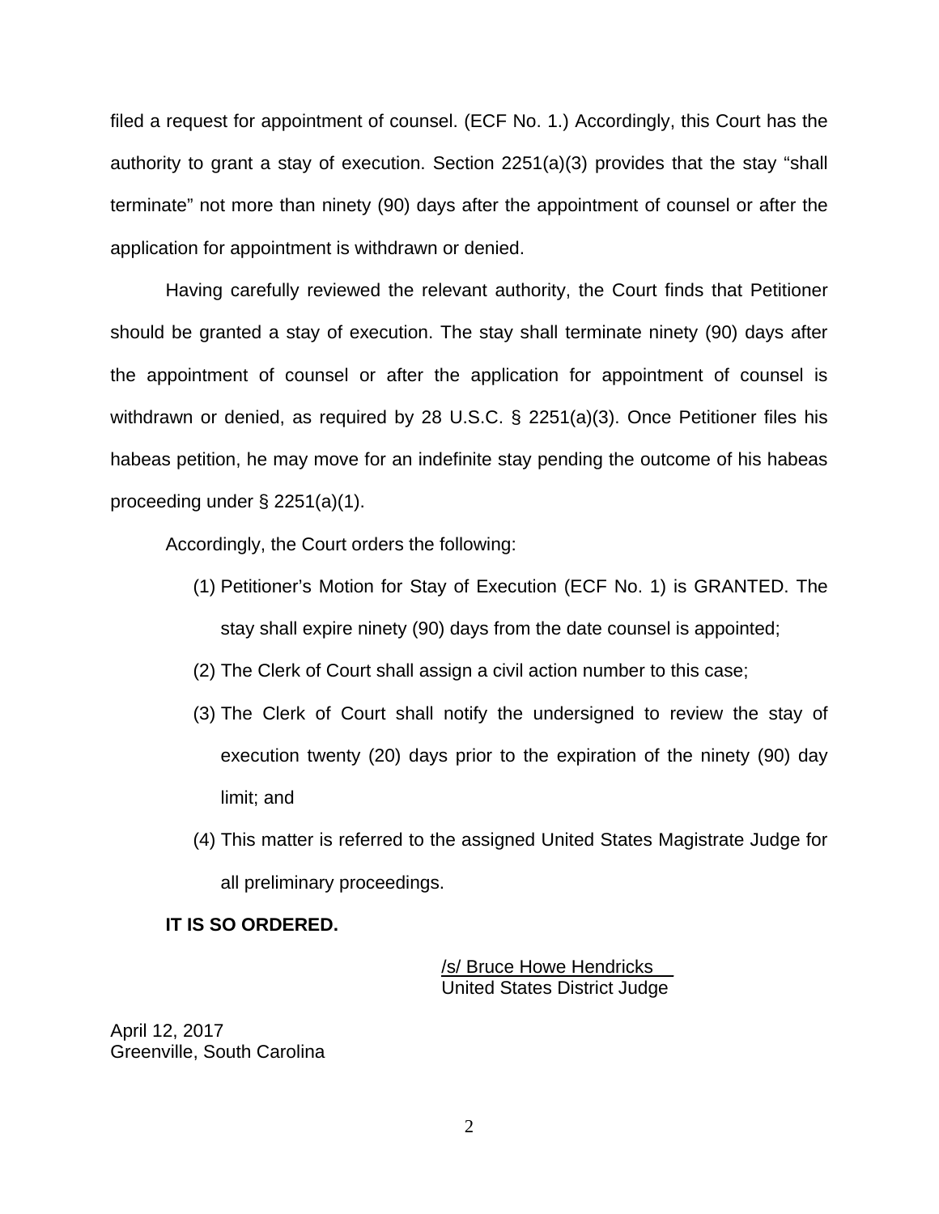filed a request for appointment of counsel. (ECF No. 1.) Accordingly, this Court has the authority to grant a stay of execution. Section 2251(a)(3) provides that the stay "shall terminate" not more than ninety (90) days after the appointment of counsel or after the application for appointment is withdrawn or denied.

Having carefully reviewed the relevant authority, the Court finds that Petitioner should be granted a stay of execution. The stay shall terminate ninety (90) days after the appointment of counsel or after the application for appointment of counsel is withdrawn or denied, as required by 28 U.S.C. § 2251(a)(3). Once Petitioner files his habeas petition, he may move for an indefinite stay pending the outcome of his habeas proceeding under § 2251(a)(1).

Accordingly, the Court orders the following:

(1) Petitioner's Motion for Stay of Execution (ECF No. 1) is GRANTED. The stay shall expire ninety (90) days from the date counsel is appointed;

(2) The Clerk of Court shall assign a civil action number to this case;

(3) The Clerk of Court shall notify the undersigned to review the stay of execution twenty (20) days prior to the expiration of the ninety (90) day limit; and

(4) This matter is referred to the assigned United States Magistrate Judge for all preliminary proceedings.

**IT IS SO ORDERED.**

/s/ Bruce Howe Hendricks
United States District Judge

April 12, 2017
Greenville, South Carolina